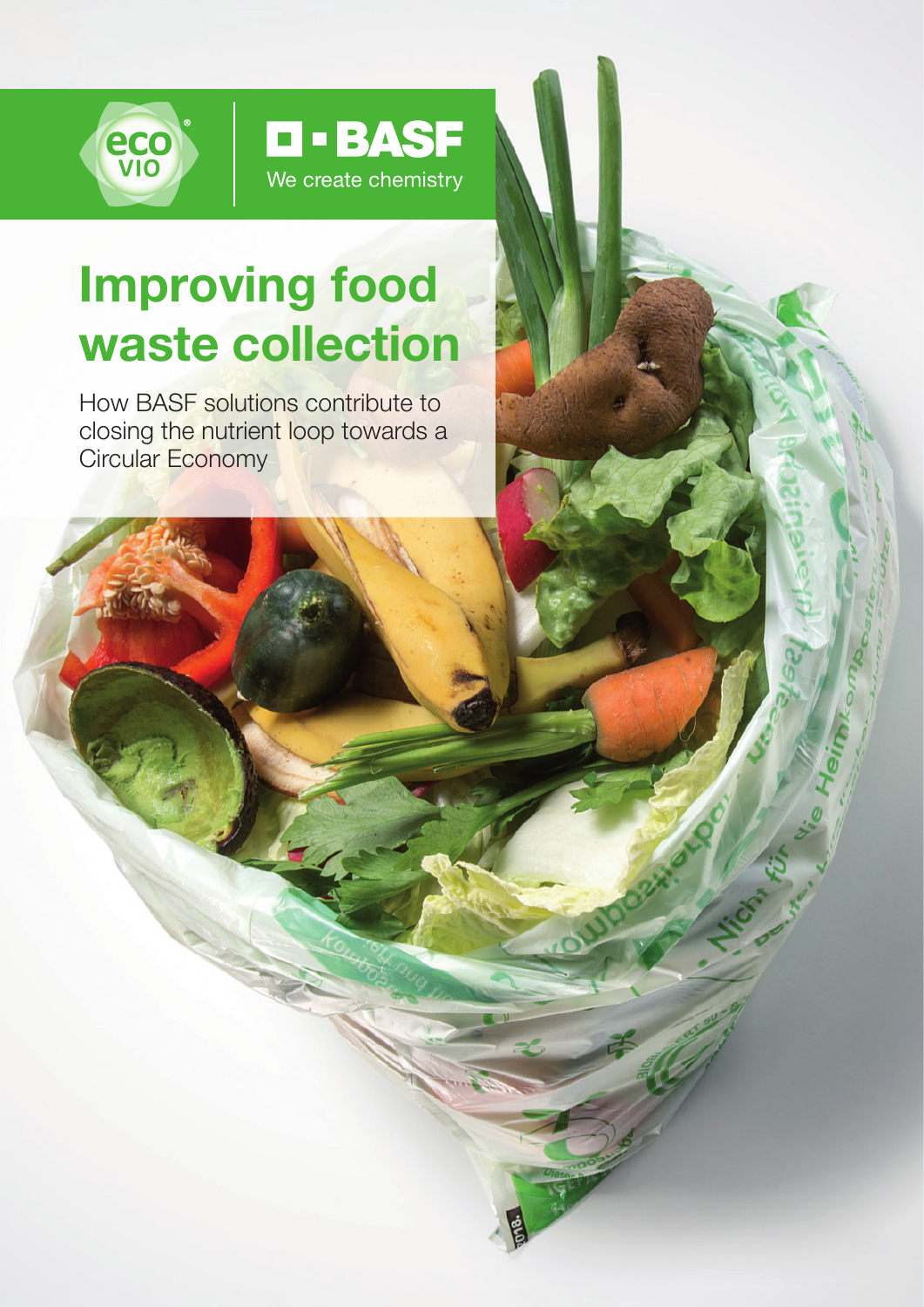eco VIO

BASF

We create chemistry

# Improving food waste collection

How BASF solutions contribute to closing the nutrient loop towards a Circular Economy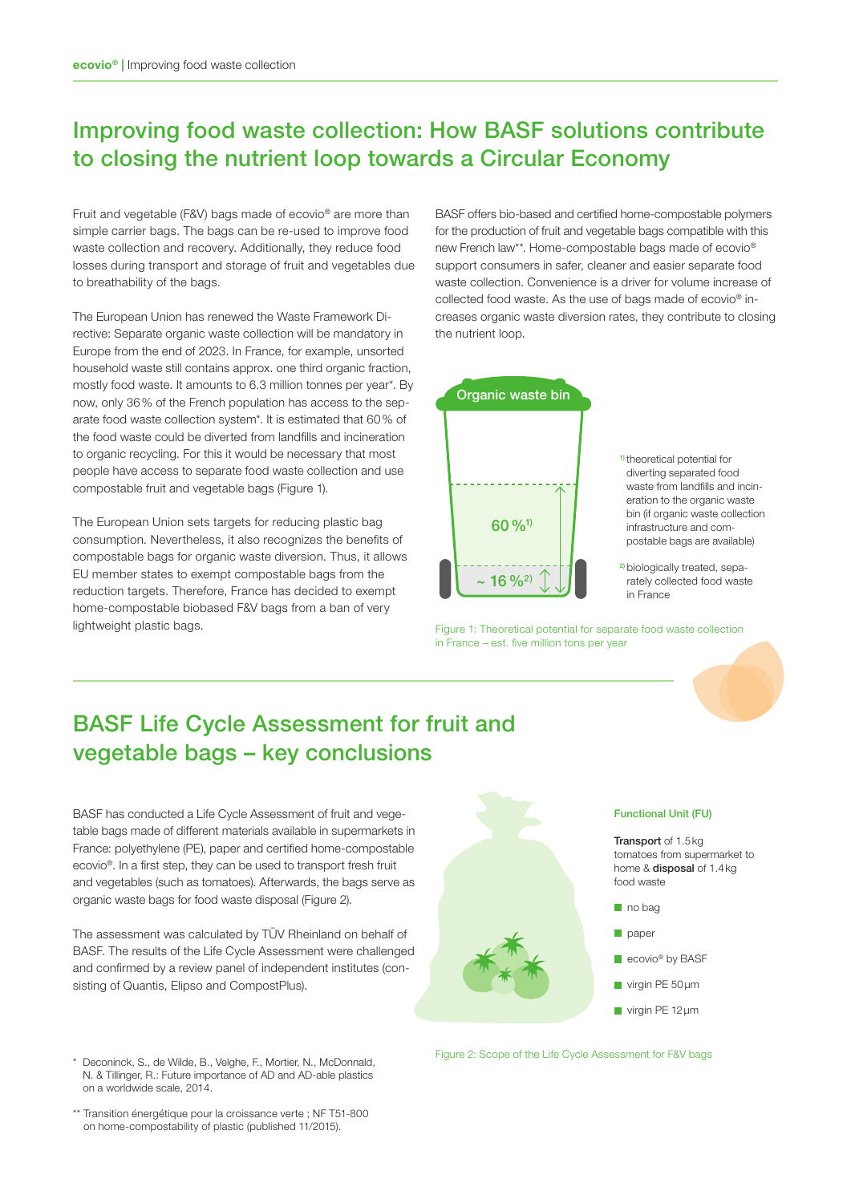# Improving food waste collection: How BASF solutions contribute to closing the nutrient loop towards a Circular Economy

Fruit and vegetable (F&V) bags made of ecovio® are more than simple carrier bags. The bags can be re-used to improve food waste collection and recovery. Additionally, they reduce food losses during transport and storage of fruit and vegetables due to breathability of the bags.

The European Union has renewed the Waste Framework Directive: Separate organic waste collection will be mandatory in Europe from the end of 2023. In France, for example, unsorted household waste still contains approx. one third organic fraction, mostly food waste. It amounts to 6.3 million tonnes per year*. By now, only 36 % of the French population has access to the separate food waste collection system*. It is estimated that 60 % of the food waste could be diverted from landfills and incineration to organic recycling. For this it would be necessary that most people have access to separate food waste collection and use compostable fruit and vegetable bags (Figure 1).

The European Union sets targets for reducing plastic bag consumption. Nevertheless, it also recognizes the benefits of compostable bags for organic waste diversion. Thus, it allows EU member states to exempt compostable bags from the reduction targets. Therefore, France has decided to exempt home-compostable biobased F&V bags from a ban of very lightweight plastic bags.

BASF offers bio-based and certified home-compostable polymers for the production of fruit and vegetable bags compatible with this new French law**. Home-compostable bags made of ecovio® support consumers in safer, cleaner and easier separate food waste collection. Convenience is a driver for volume increase of collected food waste. As the use of bags made of ecovio® increases organic waste diversion rates, they contribute to closing the nutrient loop.

Organic waste bin

60 %[1)]

~ 16 %[2)]

[1)] theoretical potential for diverting separated food waste from landfills and incineration to the organic waste bin (if organic waste collection infrastructure and compostable bags are available)

[2)] biologically treated, separately collected food waste in France

Figure 1: Theoretical potential for separate food waste collection in France – est. five million tons per year

## BASF Life Cycle Assessment for fruit and vegetable bags – key conclusions

BASF has conducted a Life Cycle Assessment of fruit and vegetable bags made of different materials available in supermarkets in France: polyethylene (PE), paper and certified home-compostable ecovio®. In a first step, they can be used to transport fresh fruit and vegetables (such as tomatoes). Afterwards, the bags serve as organic waste bags for food waste disposal (Figure 2).

The assessment was calculated by TÜV Rheinland on behalf of BASF. The results of the Life Cycle Assessment were challenged and confirmed by a review panel of independent institutes (consisting of Quantis, Elipso and CompostPlus).

**Functional Unit (FU)**

**Transport** of 1.5 kg tomatoes from supermarket to home & **disposal** of 1.4 kg food waste

- no bag
- paper
- ecovio® by BASF
- virgin PE 50 µm
- virgin PE 12 µm

Figure 2: Scope of the Life Cycle Assessment for F&V bags

\* Deconinck, S., de Wilde, B., Velghe, F., Mortier, N., McDonnald, N. & Tillinger, R.: Future importance of AD and AD-able plastics on a worldwide scale, 2014.

\*\* Transition énergétique pour la croissance verte ; NF T51-800 on home-compostability of plastic (published 11/2015).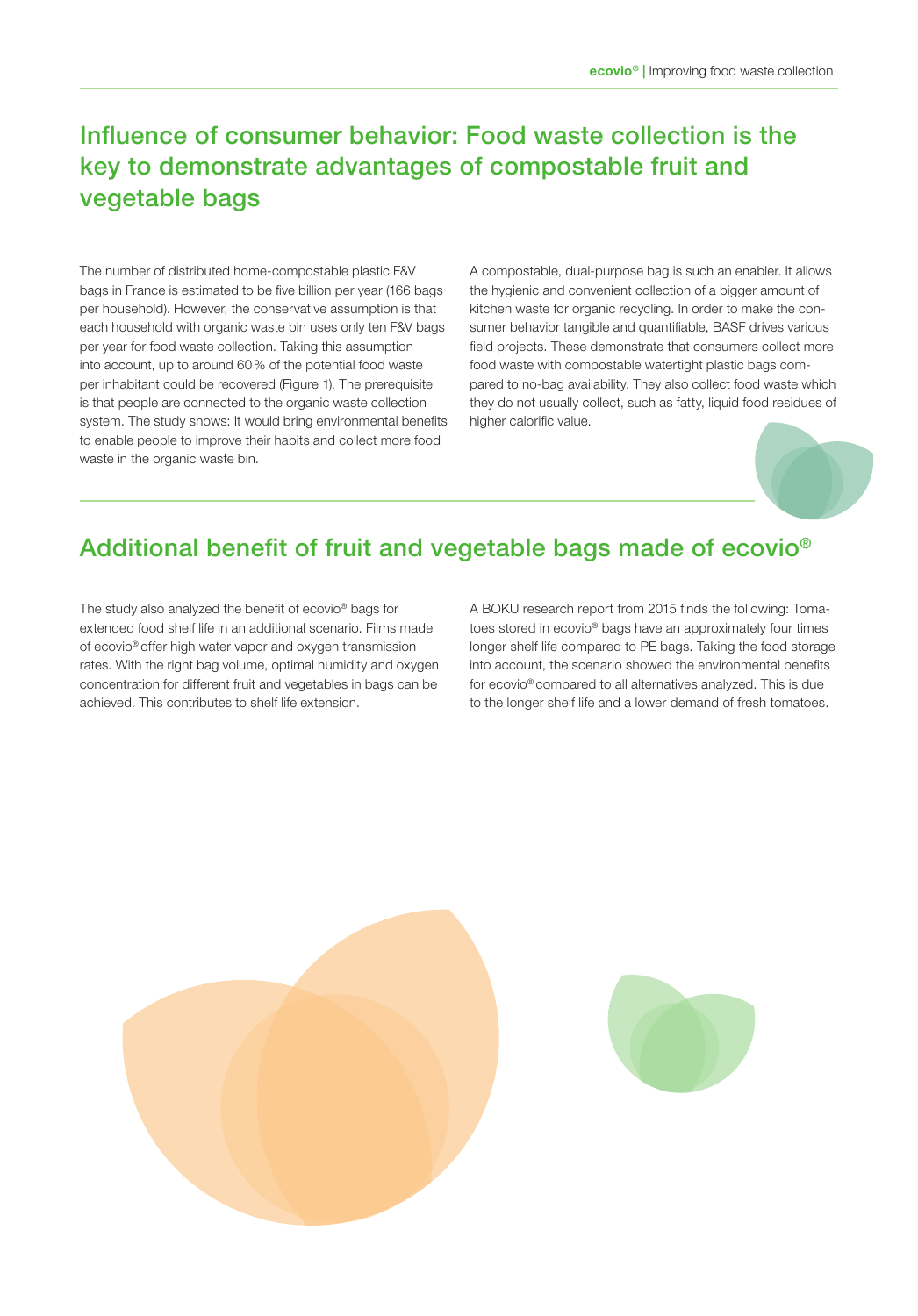# Influence of consumer behavior: Food waste collection is the key to demonstrate advantages of compostable fruit and vegetable bags

The number of distributed home-compostable plastic F&V bags in France is estimated to be five billion per year (166 bags per household). However, the conservative assumption is that each household with organic waste bin uses only ten F&V bags per year for food waste collection. Taking this assumption into account, up to around 60 % of the potential food waste per inhabitant could be recovered (Figure 1). The prerequisite is that people are connected to the organic waste collection system. The study shows: It would bring environmental benefits to enable people to improve their habits and collect more food waste in the organic waste bin.

A compostable, dual-purpose bag is such an enabler. It allows the hygienic and convenient collection of a bigger amount of kitchen waste for organic recycling. In order to make the consumer behavior tangible and quantifiable, BASF drives various field projects. These demonstrate that consumers collect more food waste with compostable watertight plastic bags compared to no-bag availability. They also collect food waste which they do not usually collect, such as fatty, liquid food residues of higher calorific value.

# Additional benefit of fruit and vegetable bags made of ecovio®

The study also analyzed the benefit of ecovio® bags for extended food shelf life in an additional scenario. Films made of ecovio® offer high water vapor and oxygen transmission rates. With the right bag volume, optimal humidity and oxygen concentration for different fruit and vegetables in bags can be achieved. This contributes to shelf life extension.

A BOKU research report from 2015 finds the following: Tomatoes stored in ecovio® bags have an approximately four times longer shelf life compared to PE bags. Taking the food storage into account, the scenario showed the environmental benefits for ecovio® compared to all alternatives analyzed. This is due to the longer shelf life and a lower demand of fresh tomatoes.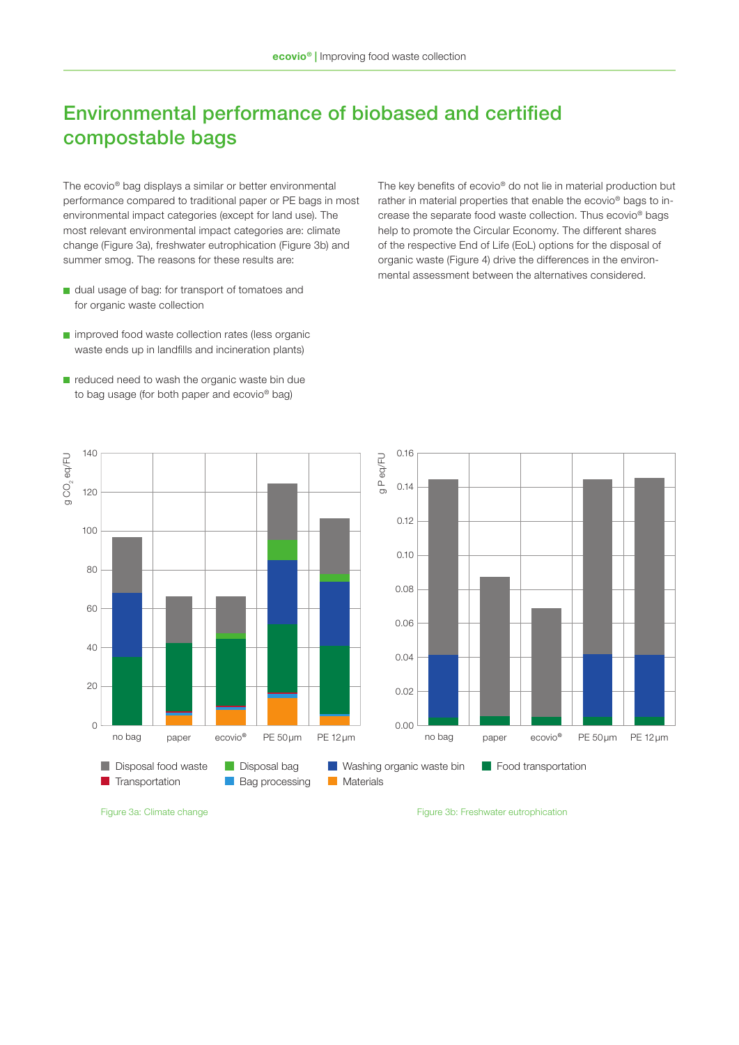# Environmental performance of biobased and certified compostable bags

The ecovio® bag displays a similar or better environmental performance compared to traditional paper or PE bags in most environmental impact categories (except for land use). The most relevant environmental impact categories are: climate change (Figure 3a), freshwater eutrophication (Figure 3b) and summer smog. The reasons for these results are:

- dual usage of bag: for transport of tomatoes and for organic waste collection
- improved food waste collection rates (less organic waste ends up in landfills and incineration plants)
- reduced need to wash the organic waste bin due to bag usage (for both paper and ecovio® bag)

The key benefits of ecovio® do not lie in material production but rather in material properties that enable the ecovio® bags to increase the separate food waste collection. Thus ecovio® bags help to promote the Circular Economy. The different shares of the respective End of Life (EoL) options for the disposal of organic waste (Figure 4) drive the differences in the environmental assessment between the alternatives considered.

Figure 3a: Climate change

Figure 3b: Freshwater eutrophication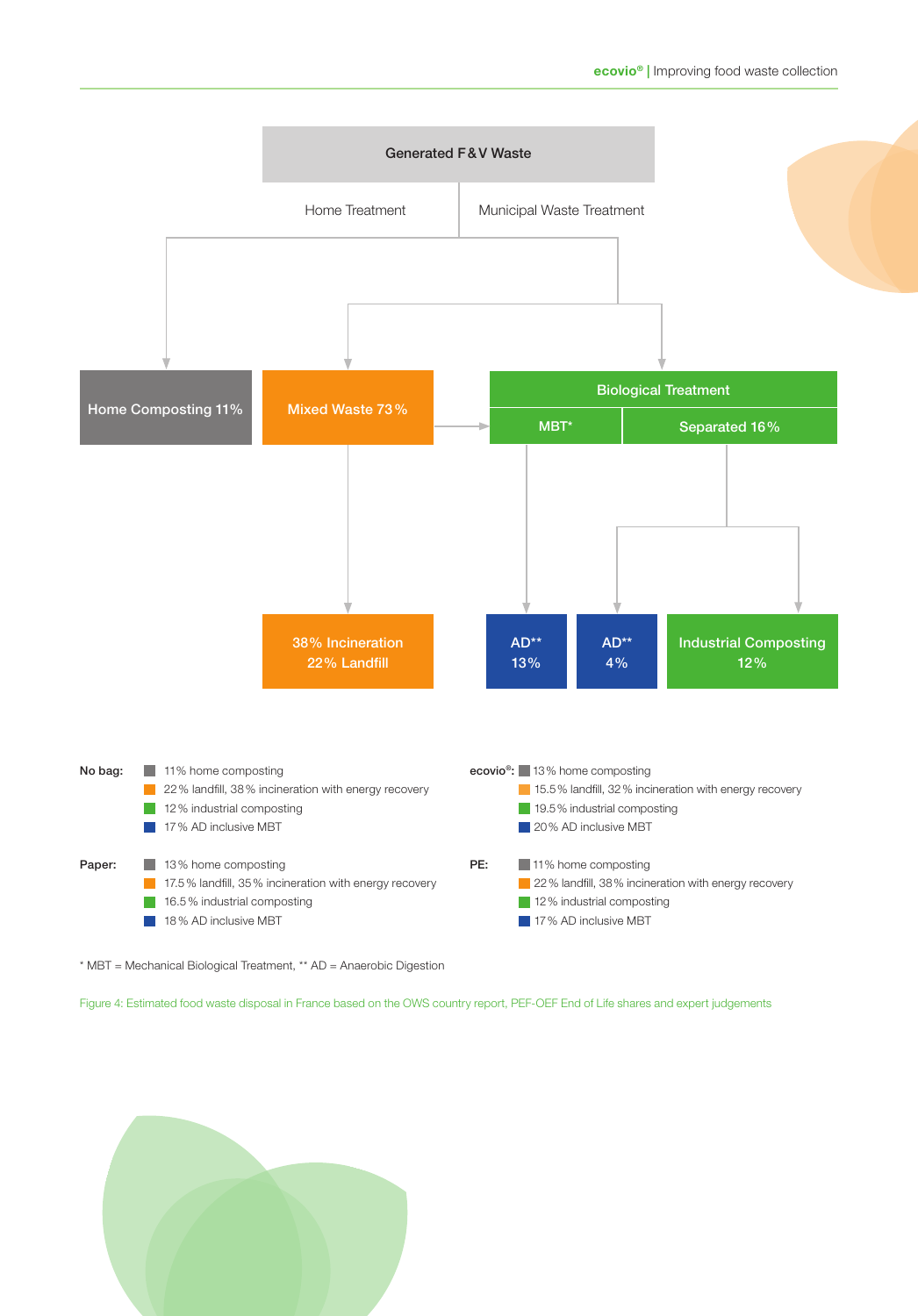Generated F&V Waste

Home Treatment | Municipal Waste Treatment

Home Composting 11%

Mixed Waste 73%

Biological Treatment

MBT*

Separated 16%

38% Incineration
22% Landfill

AD**
13%

AD**
4%

Industrial Composting
12%

**No bag:**
- 11% home composting
- 22% landfill, 38% incineration with energy recovery
- 12% industrial composting
- 17% AD inclusive MBT

**ecovio®:**
- 13% home composting
- 15.5% landfill, 32% incineration with energy recovery
- 19.5% industrial composting
- 20% AD inclusive MBT

**Paper:**
- 13% home composting
- 17.5% landfill, 35% incineration with energy recovery
- 16.5% industrial composting
- 18% AD inclusive MBT

**PE:**
- 11% home composting
- 22% landfill, 38% incineration with energy recovery
- 12% industrial composting
- 17% AD inclusive MBT

* MBT = Mechanical Biological Treatment, ** AD = Anaerobic Digestion

Figure 4: Estimated food waste disposal in France based on the OWS country report, PEF-OEF End of Life shares and expert judgements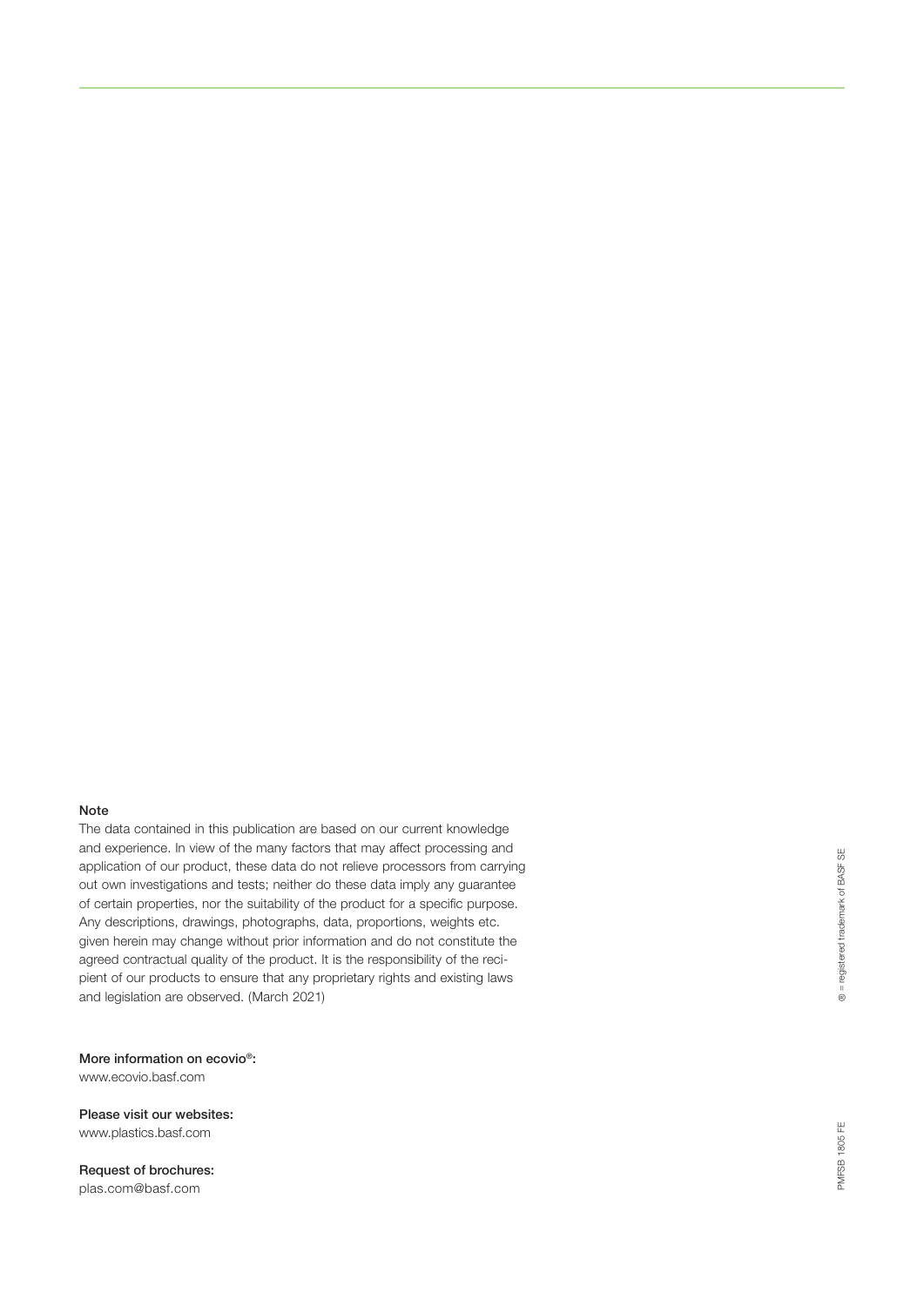**Note**

The data contained in this publication are based on our current knowledge and experience. In view of the many factors that may affect processing and application of our product, these data do not relieve processors from carrying out own investigations and tests; neither do these data imply any guarantee of certain properties, nor the suitability of the product for a specific purpose. Any descriptions, drawings, photographs, data, proportions, weights etc. given herein may change without prior information and do not constitute the agreed contractual quality of the product. It is the responsibility of the recipient of our products to ensure that any proprietary rights and existing laws and legislation are observed. (March 2021)

**More information on ecovio®:**
www.ecovio.basf.com

**Please visit our websites:**
www.plastics.basf.com

**Request of brochures:**
plas.com@basf.com

® = registered trademark of BASF SE

PMFSB 1805 FE